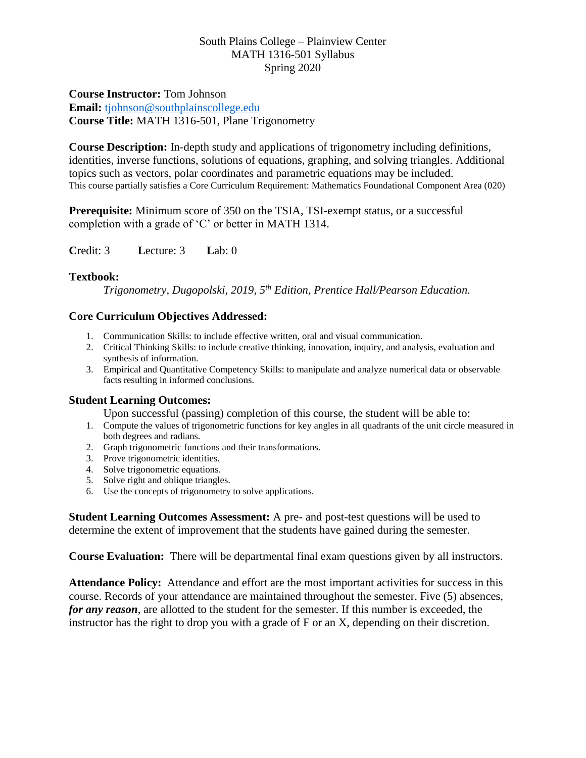South Plains College – Plainview Center
MATH 1316-501 Syllabus
Spring 2020

**Course Instructor:** Tom Johnson
**Email:** tjohnson@southplainscollege.edu
**Course Title:** MATH 1316-501, Plane Trigonometry

**Course Description:** In-depth study and applications of trigonometry including definitions, identities, inverse functions, solutions of equations, graphing, and solving triangles. Additional topics such as vectors, polar coordinates and parametric equations may be included.
This course partially satisfies a Core Curriculum Requirement: Mathematics Foundational Component Area (020)

**Prerequisite:** Minimum score of 350 on the TSIA, TSI-exempt status, or a successful completion with a grade of 'C' or better in MATH 1314.

**C**redit: 3 **L**ecture: 3 **L**ab: 0

**Textbook:**

*Trigonometry, Dugopolski, 2019, 5th Edition, Prentice Hall/Pearson Education.*

**Core Curriculum Objectives Addressed:**

1. Communication Skills: to include effective written, oral and visual communication.
2. Critical Thinking Skills: to include creative thinking, innovation, inquiry, and analysis, evaluation and synthesis of information.
3. Empirical and Quantitative Competency Skills: to manipulate and analyze numerical data or observable facts resulting in informed conclusions.

**Student Learning Outcomes:**

Upon successful (passing) completion of this course, the student will be able to:

1. Compute the values of trigonometric functions for key angles in all quadrants of the unit circle measured in both degrees and radians.
2. Graph trigonometric functions and their transformations.
3. Prove trigonometric identities.
4. Solve trigonometric equations.
5. Solve right and oblique triangles.
6. Use the concepts of trigonometry to solve applications.

**Student Learning Outcomes Assessment:** A pre- and post-test questions will be used to determine the extent of improvement that the students have gained during the semester.

**Course Evaluation:** There will be departmental final exam questions given by all instructors.

**Attendance Policy:** Attendance and effort are the most important activities for success in this course. Records of your attendance are maintained throughout the semester. Five (5) absences, ***for any reason***, are allotted to the student for the semester. If this number is exceeded, the instructor has the right to drop you with a grade of F or an X, depending on their discretion.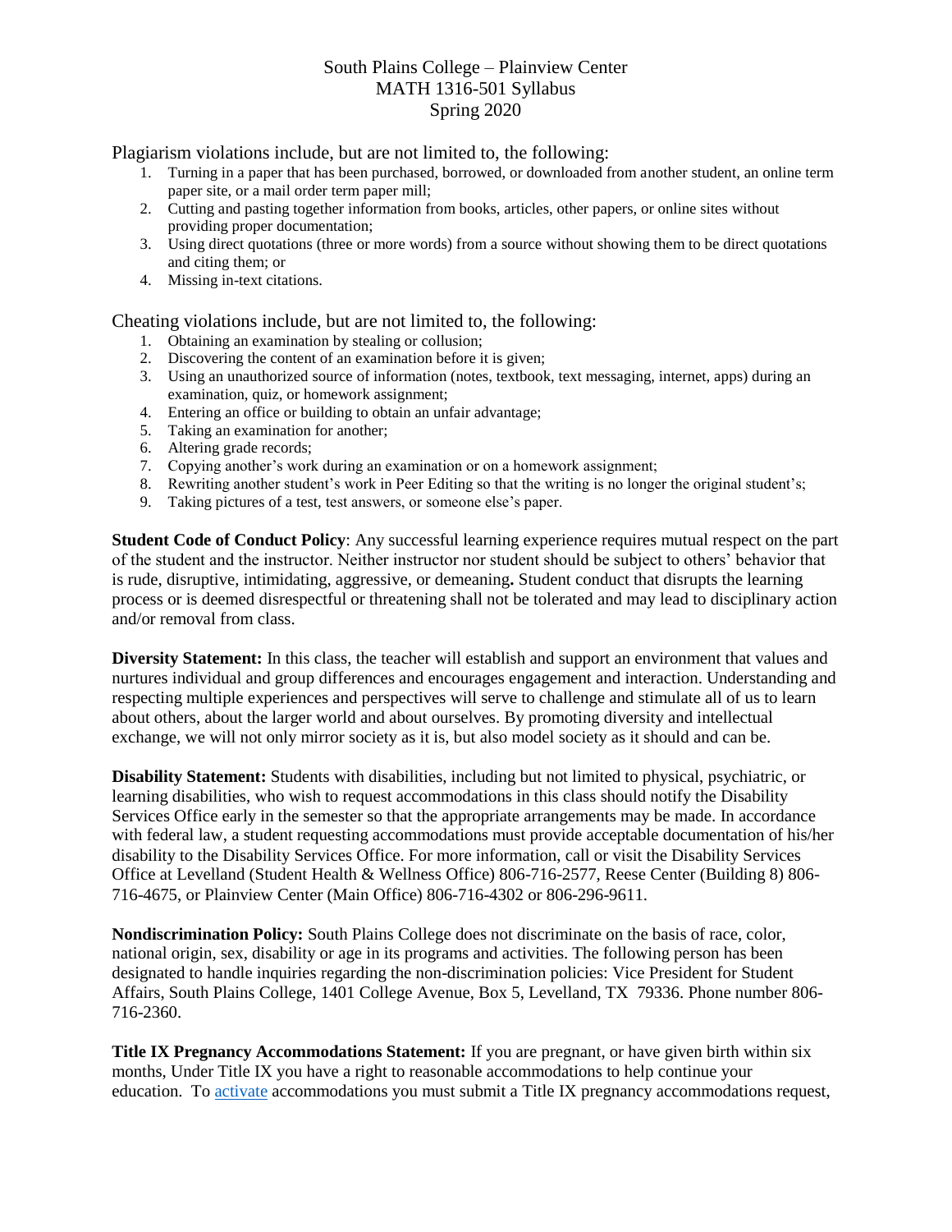Plagiarism violations include, but are not limited to, the following:

1. Turning in a paper that has been purchased, borrowed, or downloaded from another student, an online term paper site, or a mail order term paper mill;
2. Cutting and pasting together information from books, articles, other papers, or online sites without providing proper documentation;
3. Using direct quotations (three or more words) from a source without showing them to be direct quotations and citing them; or
4. Missing in-text citations.

Cheating violations include, but are not limited to, the following:

1. Obtaining an examination by stealing or collusion;
2. Discovering the content of an examination before it is given;
3. Using an unauthorized source of information (notes, textbook, text messaging, internet, apps) during an examination, quiz, or homework assignment;
4. Entering an office or building to obtain an unfair advantage;
5. Taking an examination for another;
6. Altering grade records;
7. Copying another's work during an examination or on a homework assignment;
8. Rewriting another student's work in Peer Editing so that the writing is no longer the original student's;
9. Taking pictures of a test, test answers, or someone else's paper.

**Student Code of Conduct Policy**: Any successful learning experience requires mutual respect on the part of the student and the instructor. Neither instructor nor student should be subject to others' behavior that is rude, disruptive, intimidating, aggressive, or demeaning**.** Student conduct that disrupts the learning process or is deemed disrespectful or threatening shall not be tolerated and may lead to disciplinary action and/or removal from class.

**Diversity Statement:** In this class, the teacher will establish and support an environment that values and nurtures individual and group differences and encourages engagement and interaction. Understanding and respecting multiple experiences and perspectives will serve to challenge and stimulate all of us to learn about others, about the larger world and about ourselves. By promoting diversity and intellectual exchange, we will not only mirror society as it is, but also model society as it should and can be.

**Disability Statement:** Students with disabilities, including but not limited to physical, psychiatric, or learning disabilities, who wish to request accommodations in this class should notify the Disability Services Office early in the semester so that the appropriate arrangements may be made. In accordance with federal law, a student requesting accommodations must provide acceptable documentation of his/her disability to the Disability Services Office. For more information, call or visit the Disability Services Office at Levelland (Student Health & Wellness Office) 806-716-2577, Reese Center (Building 8) 806-716-4675, or Plainview Center (Main Office) 806-716-4302 or 806-296-9611.

**Nondiscrimination Policy:** South Plains College does not discriminate on the basis of race, color, national origin, sex, disability or age in its programs and activities. The following person has been designated to handle inquiries regarding the non-discrimination policies: Vice President for Student Affairs, South Plains College, 1401 College Avenue, Box 5, Levelland, TX 79336. Phone number 806-716-2360.

**Title IX Pregnancy Accommodations Statement:** If you are pregnant, or have given birth within six months, Under Title IX you have a right to reasonable accommodations to help continue your education. To activate accommodations you must submit a Title IX pregnancy accommodations request,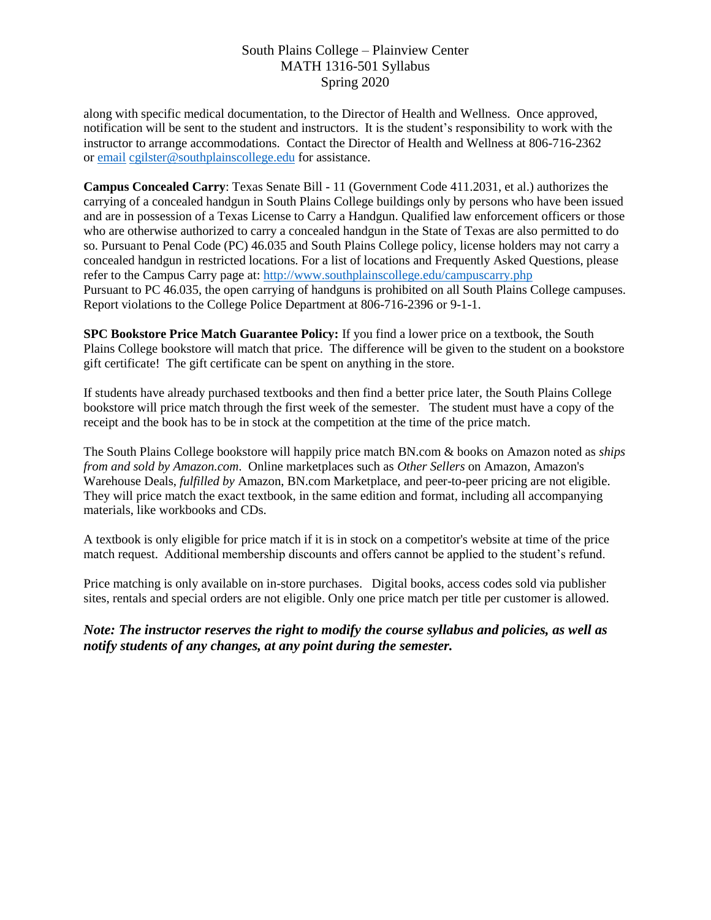along with specific medical documentation, to the Director of Health and Wellness. Once approved, notification will be sent to the student and instructors. It is the student's responsibility to work with the instructor to arrange accommodations. Contact the Director of Health and Wellness at 806-716-2362 or email cgilster@southplainscollege.edu for assistance.

**Campus Concealed Carry**: Texas Senate Bill - 11 (Government Code 411.2031, et al.) authorizes the carrying of a concealed handgun in South Plains College buildings only by persons who have been issued and are in possession of a Texas License to Carry a Handgun. Qualified law enforcement officers or those who are otherwise authorized to carry a concealed handgun in the State of Texas are also permitted to do so. Pursuant to Penal Code (PC) 46.035 and South Plains College policy, license holders may not carry a concealed handgun in restricted locations. For a list of locations and Frequently Asked Questions, please refer to the Campus Carry page at: http://www.southplainscollege.edu/campuscarry.php
Pursuant to PC 46.035, the open carrying of handguns is prohibited on all South Plains College campuses. Report violations to the College Police Department at 806-716-2396 or 9-1-1.

**SPC Bookstore Price Match Guarantee Policy:** If you find a lower price on a textbook, the South Plains College bookstore will match that price. The difference will be given to the student on a bookstore gift certificate! The gift certificate can be spent on anything in the store.

If students have already purchased textbooks and then find a better price later, the South Plains College bookstore will price match through the first week of the semester. The student must have a copy of the receipt and the book has to be in stock at the competition at the time of the price match.

The South Plains College bookstore will happily price match BN.com & books on Amazon noted as *ships from and sold by Amazon.com*. Online marketplaces such as *Other Sellers* on Amazon, Amazon's Warehouse Deals, *fulfilled by* Amazon, BN.com Marketplace, and peer-to-peer pricing are not eligible. They will price match the exact textbook, in the same edition and format, including all accompanying materials, like workbooks and CDs.

A textbook is only eligible for price match if it is in stock on a competitor's website at time of the price match request. Additional membership discounts and offers cannot be applied to the student's refund.

Price matching is only available on in-store purchases. Digital books, access codes sold via publisher sites, rentals and special orders are not eligible. Only one price match per title per customer is allowed.

***Note: The instructor reserves the right to modify the course syllabus and policies, as well as notify students of any changes, at any point during the semester.***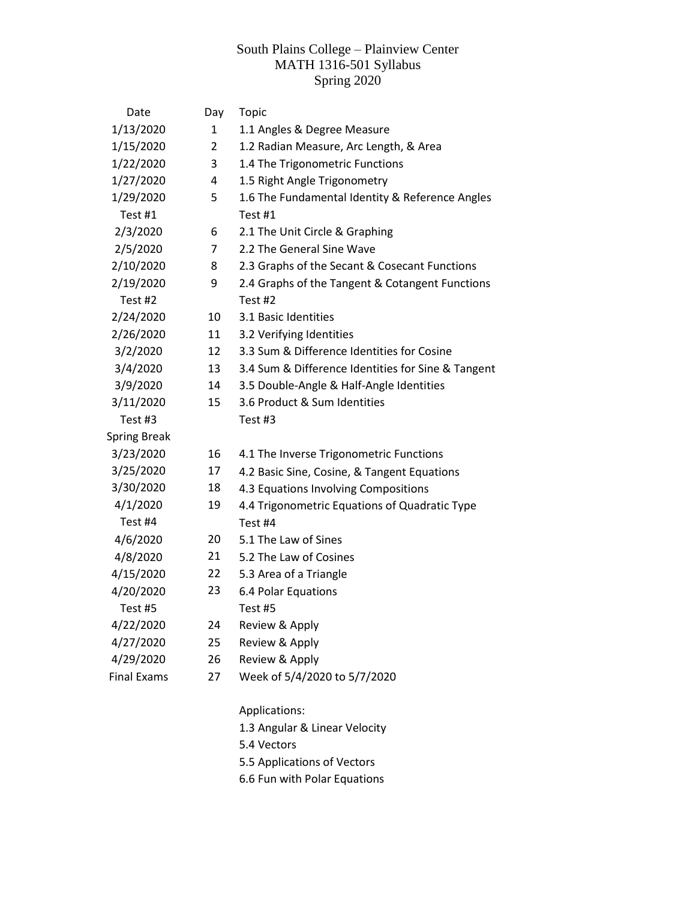# South Plains College – Plainview Center
## MATH 1316-501 Syllabus
## Spring 2020

| Date | Day | Topic |
|---|---|---|
| 1/13/2020 | 1 | 1.1 Angles & Degree Measure |
| 1/15/2020 | 2 | 1.2 Radian Measure, Arc Length, & Area |
| 1/22/2020 | 3 | 1.4 The Trigonometric Functions |
| 1/27/2020 | 4 | 1.5 Right Angle Trigonometry |
| 1/29/2020 | 5 | 1.6 The Fundamental Identity & Reference Angles |
| Test #1 | | Test #1 |
| 2/3/2020 | 6 | 2.1 The Unit Circle & Graphing |
| 2/5/2020 | 7 | 2.2 The General Sine Wave |
| 2/10/2020 | 8 | 2.3 Graphs of the Secant & Cosecant Functions |
| 2/19/2020 | 9 | 2.4 Graphs of the Tangent & Cotangent Functions |
| Test #2 | | Test #2 |
| 2/24/2020 | 10 | 3.1 Basic Identities |
| 2/26/2020 | 11 | 3.2 Verifying Identities |
| 3/2/2020 | 12 | 3.3 Sum & Difference Identities for Cosine |
| 3/4/2020 | 13 | 3.4 Sum & Difference Identities for Sine & Tangent |
| 3/9/2020 | 14 | 3.5 Double-Angle & Half-Angle Identities |
| 3/11/2020 | 15 | 3.6 Product & Sum Identities |
| Test #3 | | Test #3 |
| Spring Break | | |
| 3/23/2020 | 16 | 4.1 The Inverse Trigonometric Functions |
| 3/25/2020 | 17 | 4.2 Basic Sine, Cosine, & Tangent Equations |
| 3/30/2020 | 18 | 4.3 Equations Involving Compositions |
| 4/1/2020 | 19 | 4.4 Trigonometric Equations of Quadratic Type |
| Test #4 | | Test #4 |
| 4/6/2020 | 20 | 5.1 The Law of Sines |
| 4/8/2020 | 21 | 5.2 The Law of Cosines |
| 4/15/2020 | 22 | 5.3 Area of a Triangle |
| 4/20/2020 | 23 | 6.4 Polar Equations |
| Test #5 | | Test #5 |
| 4/22/2020 | 24 | Review & Apply |
| 4/27/2020 | 25 | Review & Apply |
| 4/29/2020 | 26 | Review & Apply |
| Final Exams | 27 | Week of 5/4/2020 to 5/7/2020 |

Applications:

- 1.3 Angular & Linear Velocity
- 5.4 Vectors
- 5.5 Applications of Vectors
- 6.6 Fun with Polar Equations